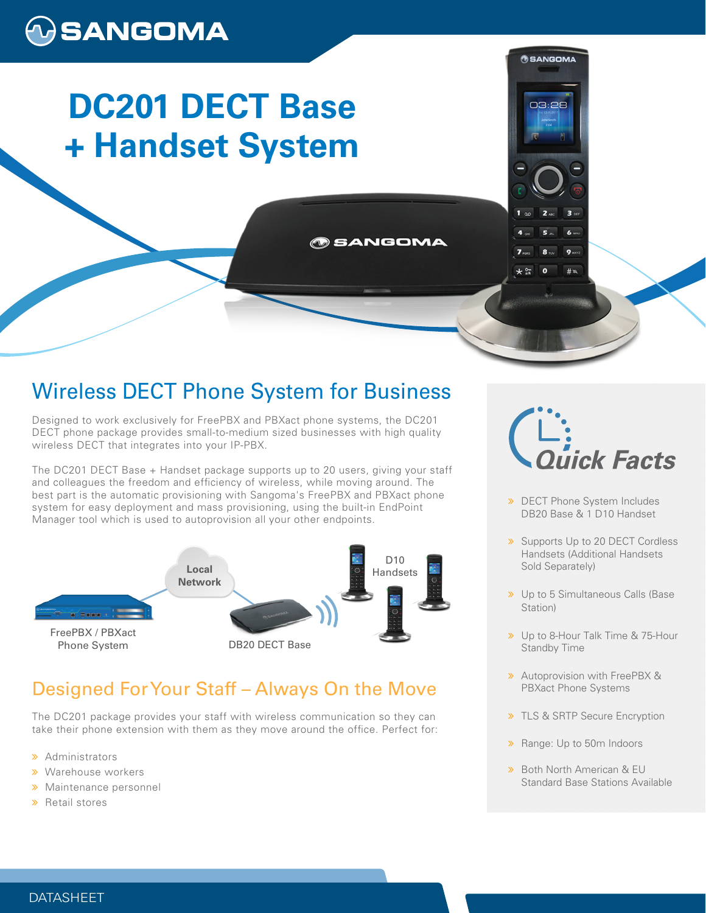# DC201 DECT Base + Handset System

## Wireless DECT Phone System for Business

Designed to work exclusively for FreePBX and PBXact phone systems, the DC201 DECT phone package provides small-to-medium sized businesses with high quality wireless DECT that integrates into your IP-PBX.

The DC201 DECT Base + Handset package supports up to 20 users, giving your staff and colleagues the freedom and efficiency of wireless, while moving around. The best part is the automatic provisioning with Sangoma's FreePBX and PBXact phone system for easy deployment and mass provisioning, using the built-in EndPoint Manager tool which is used to autoprovision all your other endpoints.

Local Network

D10 Handsets

FreePBX / PBXact Phone System

DB20 DECT Base

## Designed For Your Staff – Always On the Move

The DC201 package provides your staff with wireless communication so they can take their phone extension with them as they move around the office. Perfect for:

- Administrators
- Warehouse workers
- Maintenance personnel
- Retail stores

## Quick Facts

- DECT Phone System Includes DB20 Base & 1 D10 Handset
- Supports Up to 20 DECT Cordless Handsets (Additional Handsets Sold Separately)
- Up to 5 Simultaneous Calls (Base Station)
- Up to 8-Hour Talk Time & 75-Hour Standby Time
- Autoprovision with FreePBX & PBXact Phone Systems
- TLS & SRTP Secure Encryption
- Range: Up to 50m Indoors
- Both North American & EU Standard Base Stations Available

DATASHEET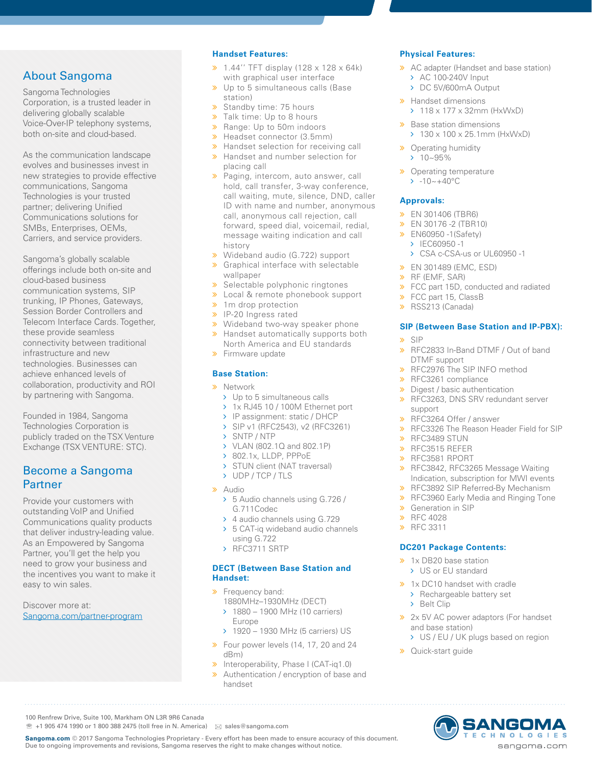## About Sangoma

Sangoma Technologies Corporation, is a trusted leader in delivering globally scalable Voice-Over-IP telephony systems, both on-site and cloud-based.

As the communication landscape evolves and businesses invest in new strategies to provide effective communications, Sangoma Technologies is your trusted partner; delivering Unified Communications solutions for SMBs, Enterprises, OEMs, Carriers, and service providers.

Sangoma's globally scalable offerings include both on-site and cloud-based business communication systems, SIP trunking, IP Phones, Gateways, Session Border Controllers and Telecom Interface Cards. Together, these provide seamless connectivity between traditional infrastructure and new technologies. Businesses can achieve enhanced levels of collaboration, productivity and ROI by partnering with Sangoma.

Founded in 1984, Sangoma Technologies Corporation is publicly traded on the TSX Venture Exchange (TSX VENTURE: STC).

## Become a Sangoma Partner

Provide your customers with outstanding VoIP and Unified Communications quality products that deliver industry-leading value. As an Empowered by Sangoma Partner, you'll get the help you need to grow your business and the incentives you want to make it easy to win sales.

Discover more at:
Sangoma.com/partner-program

### Handset Features:

- 1.44'' TFT display (128 x 128 x 64k) with graphical user interface
- Up to 5 simultaneous calls (Base station)
- Standby time: 75 hours
- Talk time: Up to 8 hours
- Range: Up to 50m indoors
- Headset connector (3.5mm)
- Handset selection for receiving call
- Handset and number selection for placing call
- Paging, intercom, auto answer, call hold, call transfer, 3-way conference, call waiting, mute, silence, DND, caller ID with name and number, anonymous call, anonymous call rejection, call forward, speed dial, voicemail, redial, message waiting indication and call history
- Wideband audio (G.722) support
- Graphical interface with selectable wallpaper
- Selectable polyphonic ringtones
- Local & remote phonebook support
- 1m drop protection
- IP-20 Ingress rated
- Wideband two-way speaker phone
- Handset automatically supports both North America and EU standards
- Firmware update

### Base Station:

- Network
  - Up to 5 simultaneous calls
  - 1x RJ45 10 / 100M Ethernet port
  - IP assignment: static / DHCP
  - SIP v1 (RFC2543), v2 (RFC3261)
  - SNTP / NTP
  - VLAN (802.1Q and 802.1P)
  - 802.1x, LLDP, PPPoE
  - STUN client (NAT traversal)
  - UDP / TCP / TLS
- Audio
  - 5 Audio channels using G.726 / G.711Codec
  - 4 audio channels using G.729
  - 5 CAT-iq wideband audio channels using G.722
  - RFC3711 SRTP

### DECT (Between Base Station and Handset:

- Frequency band: 1880MHz–1930MHz (DECT)
  - 1880 – 1900 MHz (10 carriers) Europe
  - 1920 – 1930 MHz (5 carriers) US
- Four power levels (14, 17, 20 and 24 dBm)
- Interoperability, Phase I (CAT-iq1.0)
- Authentication / encryption of base and handset

### Physical Features:

- AC adapter (Handset and base station)
  - AC 100-240V Input
  - DC 5V/600mA Output
- Handset dimensions
  - 118 x 177 x 32mm (HxWxD)
- Base station dimensions
  - 130 x 100 x 25.1mm (HxWxD)
- Operating humidity
  - 10~95%
- Operating temperature
  - -10~+40°C

### Approvals:

- EN 301406 (TBR6)
- EN 30176 -2 (TBR10)
- EN60950 -1(Safety)
  - IEC60950 -1
  - CSA c-CSA-us or UL60950 -1
- EN 301489 (EMC, ESD)
- RF (EMF, SAR)
- FCC part 15D, conducted and radiated
- FCC part 15, ClassB
- RSS213 (Canada)

### SIP (Between Base Station and IP-PBX):

- SIP
- RFC2833 In-Band DTMF / Out of band DTMF support
- RFC2976 The SIP INFO method
- RFC3261 compliance
- Digest / basic authentication
- RFC3263, DNS SRV redundant server support
- RFC3264 Offer / answer
- RFC3326 The Reason Header Field for SIP
- RFC3489 STUN
- RFC3515 REFER
- RFC3581 RPORT
- RFC3842, RFC3265 Message Waiting Indication, subscription for MWI events
- RFC3892 SIP Referred-By Mechanism
- RFC3960 Early Media and Ringing Tone
- Generation in SIP
- RFC 4028
- RFC 3311

### DC201 Package Contents:

- 1x DB20 base station
  - US or EU standard
- 1x DC10 handset with cradle
  - Rechargeable battery set
  - Belt Clip
- 2x 5V AC power adaptors (For handset and base station)
  - US / EU / UK plugs based on region
- Quick-start guide

100 Renfrew Drive, Suite 100, Markham ON L3R 9R6 Canada
+1 905 474 1990 or 1 800 388 2475 (toll free in N. America) sales@sangoma.com

Sangoma.com © 2017 Sangoma Technologies Proprietary - Every effort has been made to ensure accuracy of this document. Due to ongoing improvements and revisions, Sangoma reserves the right to make changes without notice.

SANGOMA TECHNOLOGIES
sangoma.com